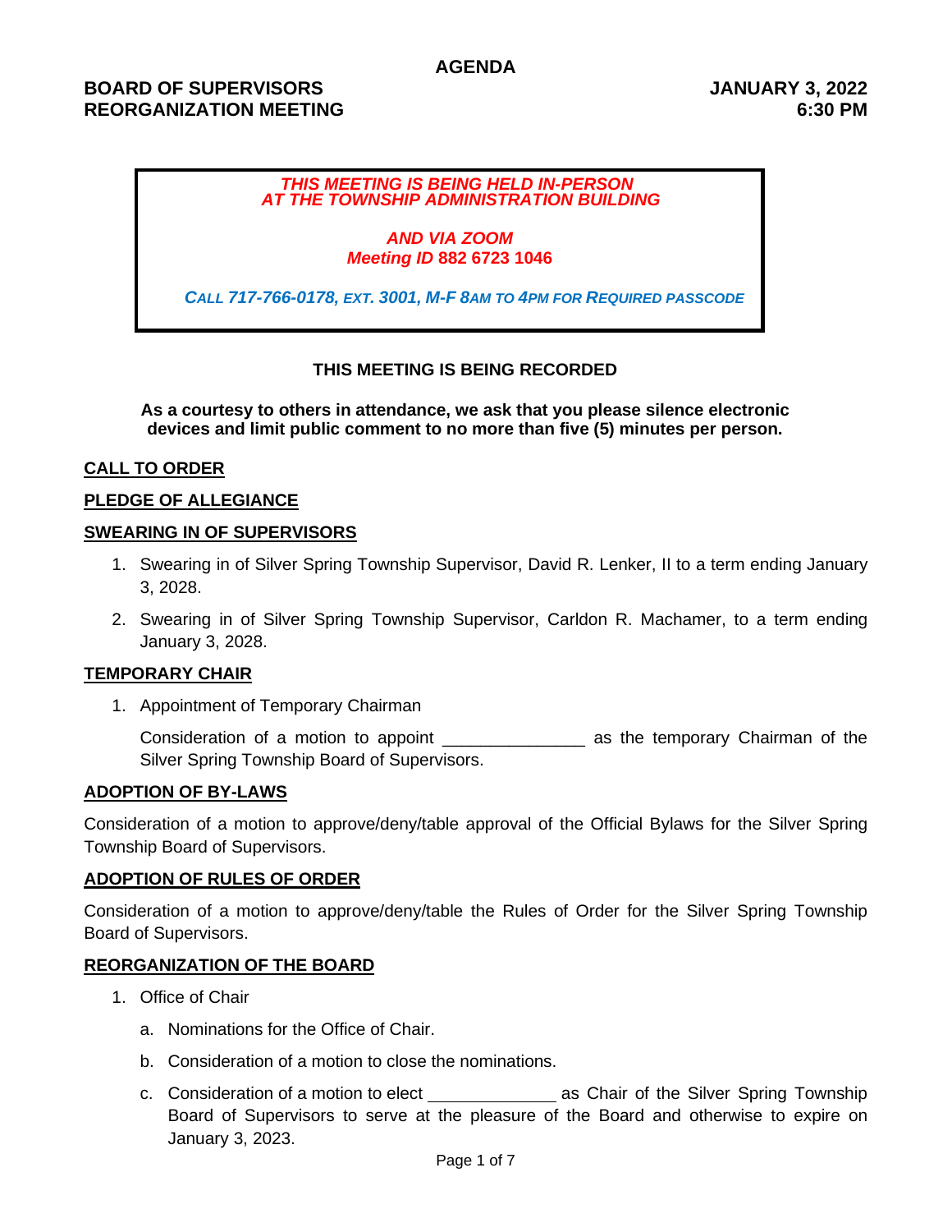# AGENDA

**BOARD OF SUPERVISORS**
**REORGANIZATION MEETING**

**JANUARY 3, 2022**
**6:30 PM**

***THIS MEETING IS BEING HELD IN-PERSON***
***AT THE TOWNSHIP ADMINISTRATION BUILDING***

***AND VIA ZOOM***
***Meeting ID* 882 6723 1046**

***CALL 717-766-0178, EXT. 3001, M-F 8AM TO 4PM FOR REQUIRED PASSCODE***

**THIS MEETING IS BEING RECORDED**

**As a courtesy to others in attendance, we ask that you please silence electronic devices and limit public comment to no more than five (5) minutes per person.**

## CALL TO ORDER

## PLEDGE OF ALLEGIANCE

## SWEARING IN OF SUPERVISORS

1. Swearing in of Silver Spring Township Supervisor, David R. Lenker, II to a term ending January 3, 2028.
2. Swearing in of Silver Spring Township Supervisor, Carldon R. Machamer, to a term ending January 3, 2028.

## TEMPORARY CHAIR

1. Appointment of Temporary Chairman

   Consideration of a motion to appoint _______________ as the temporary Chairman of the Silver Spring Township Board of Supervisors.

## ADOPTION OF BY-LAWS

Consideration of a motion to approve/deny/table approval of the Official Bylaws for the Silver Spring Township Board of Supervisors.

## ADOPTION OF RULES OF ORDER

Consideration of a motion to approve/deny/table the Rules of Order for the Silver Spring Township Board of Supervisors.

## REORGANIZATION OF THE BOARD

1. Office of Chair
   a. Nominations for the Office of Chair.
   b. Consideration of a motion to close the nominations.
   c. Consideration of a motion to elect _____________ as Chair of the Silver Spring Township Board of Supervisors to serve at the pleasure of the Board and otherwise to expire on January 3, 2023.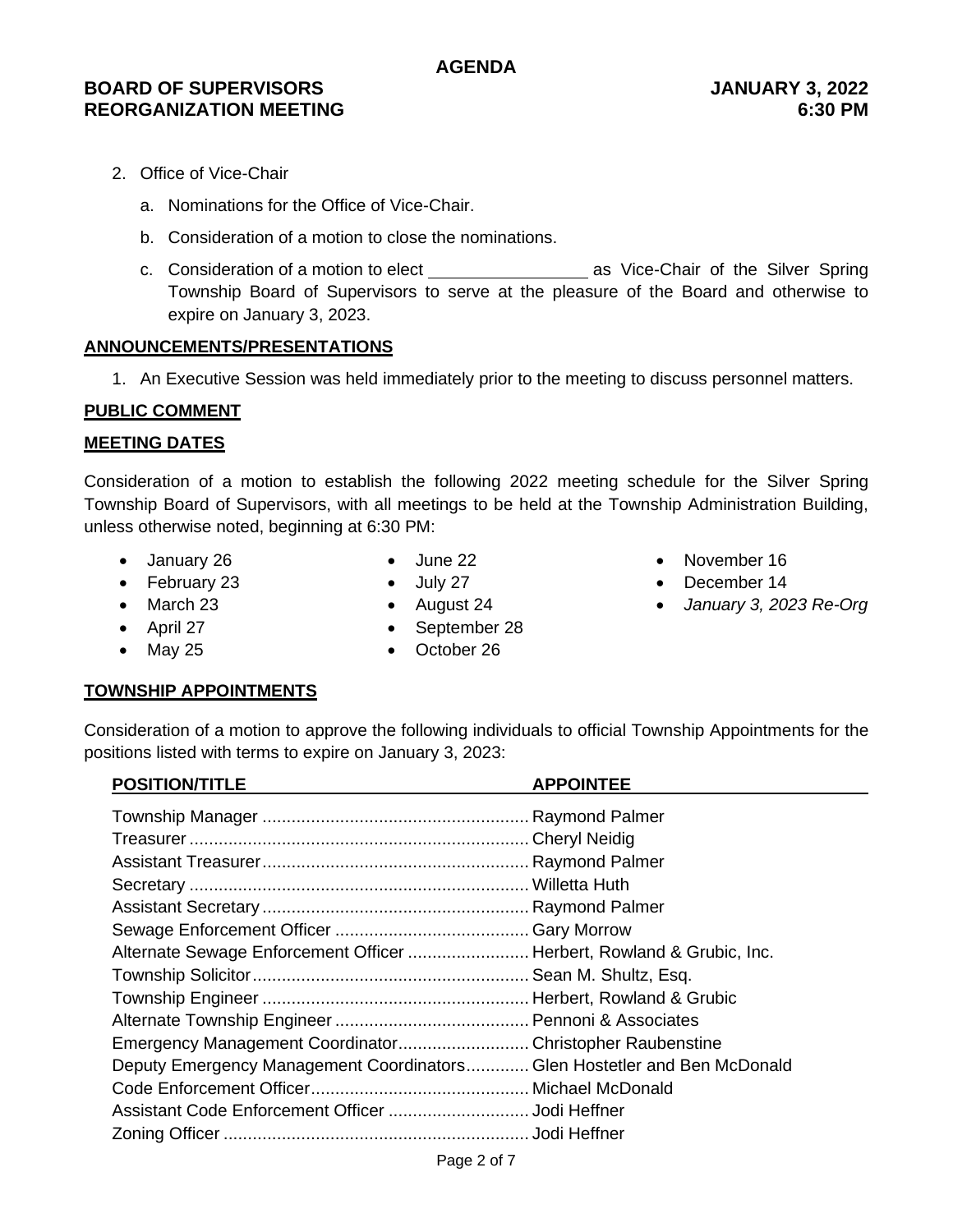2. Office of Vice-Chair

   a. Nominations for the Office of Vice-Chair.

   b. Consideration of a motion to close the nominations.

   c. Consideration of a motion to elect ________________ as Vice-Chair of the Silver Spring Township Board of Supervisors to serve at the pleasure of the Board and otherwise to expire on January 3, 2023.

## ANNOUNCEMENTS/PRESENTATIONS

1. An Executive Session was held immediately prior to the meeting to discuss personnel matters.

## PUBLIC COMMENT

## MEETING DATES

Consideration of a motion to establish the following 2022 meeting schedule for the Silver Spring Township Board of Supervisors, with all meetings to be held at the Township Administration Building, unless otherwise noted, beginning at 6:30 PM:

- January 26
- February 23
- March 23
- April 27
- May 25
- June 22
- July 27
- August 24
- September 28
- October 26
- November 16
- December 14
- *January 3, 2023 Re-Org*

## TOWNSHIP APPOINTMENTS

Consideration of a motion to approve the following individuals to official Township Appointments for the positions listed with terms to expire on January 3, 2023:

| POSITION/TITLE | APPOINTEE |
|---|---|
| Township Manager | Raymond Palmer |
| Treasurer | Cheryl Neidig |
| Assistant Treasurer | Raymond Palmer |
| Secretary | Willetta Huth |
| Assistant Secretary | Raymond Palmer |
| Sewage Enforcement Officer | Gary Morrow |
| Alternate Sewage Enforcement Officer | Herbert, Rowland & Grubic, Inc. |
| Township Solicitor | Sean M. Shultz, Esq. |
| Township Engineer | Herbert, Rowland & Grubic |
| Alternate Township Engineer | Pennoni & Associates |
| Emergency Management Coordinator | Christopher Raubenstine |
| Deputy Emergency Management Coordinators | Glen Hostetler and Ben McDonald |
| Code Enforcement Officer | Michael McDonald |
| Assistant Code Enforcement Officer | Jodi Heffner |
| Zoning Officer | Jodi Heffner |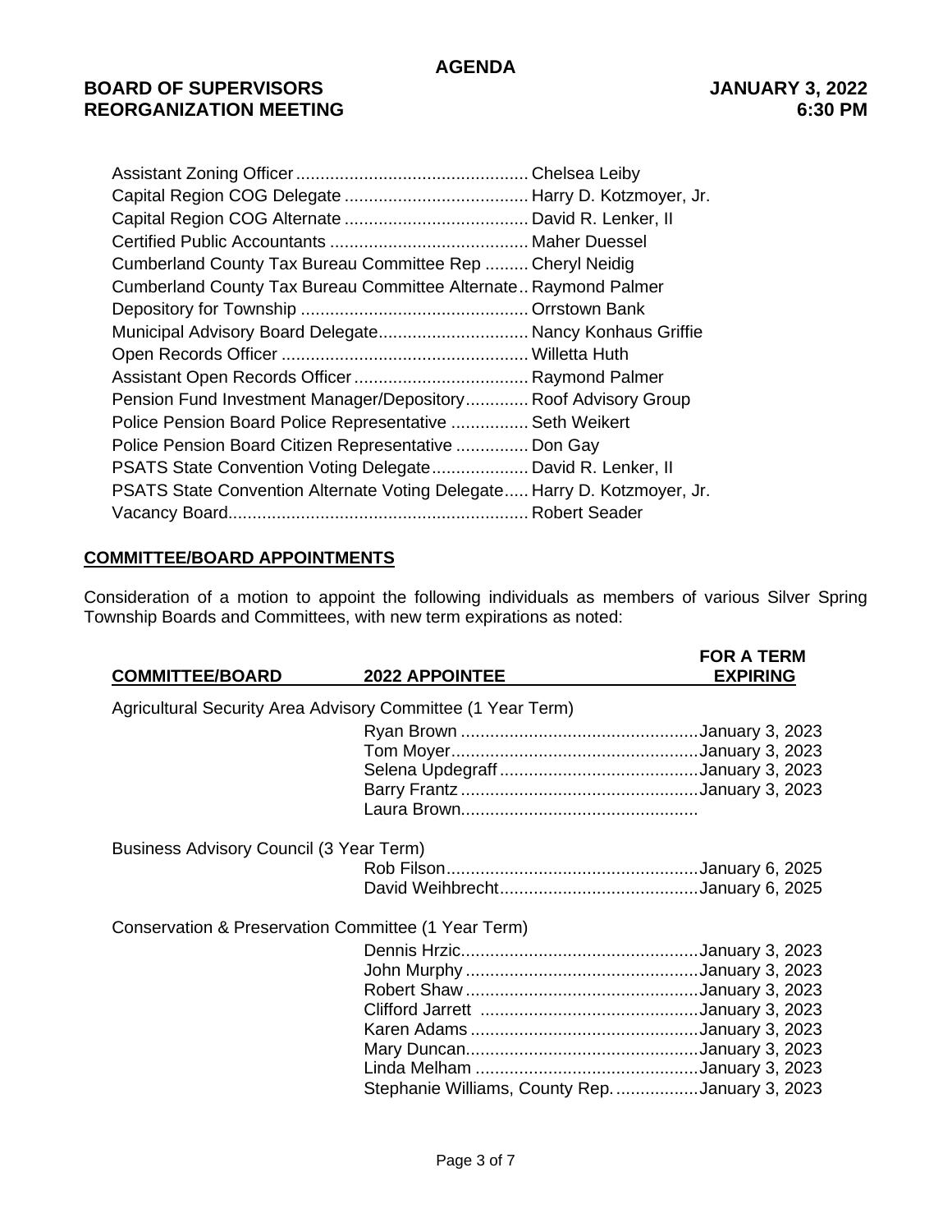| | |
|---|---|
| Assistant Zoning Officer | Chelsea Leiby |
| Capital Region COG Delegate | Harry D. Kotzmoyer, Jr. |
| Capital Region COG Alternate | David R. Lenker, II |
| Certified Public Accountants | Maher Duessel |
| Cumberland County Tax Bureau Committee Rep | Cheryl Neidig |
| Cumberland County Tax Bureau Committee Alternate | Raymond Palmer |
| Depository for Township | Orrstown Bank |
| Municipal Advisory Board Delegate | Nancy Konhaus Griffie |
| Open Records Officer | Willetta Huth |
| Assistant Open Records Officer | Raymond Palmer |
| Pension Fund Investment Manager/Depository | Roof Advisory Group |
| Police Pension Board Police Representative | Seth Weikert |
| Police Pension Board Citizen Representative | Don Gay |
| PSATS State Convention Voting Delegate | David R. Lenker, II |
| PSATS State Convention Alternate Voting Delegate | Harry D. Kotzmoyer, Jr. |
| Vacancy Board | Robert Seader |

## COMMITTEE/BOARD APPOINTMENTS

Consideration of a motion to appoint the following individuals as members of various Silver Spring Township Boards and Committees, with new term expirations as noted:

| COMMITTEE/BOARD | 2022 APPOINTEE | FOR A TERM EXPIRING |
|---|---|---|
| Agricultural Security Area Advisory Committee (1 Year Term) | | |
| | Ryan Brown | January 3, 2023 |
| | Tom Moyer | January 3, 2023 |
| | Selena Updegraff | January 3, 2023 |
| | Barry Frantz | January 3, 2023 |
| | Laura Brown | |
| Business Advisory Council (3 Year Term) | | |
| | Rob Filson | January 6, 2025 |
| | David Weihbrecht | January 6, 2025 |
| Conservation & Preservation Committee (1 Year Term) | | |
| | Dennis Hrzic | January 3, 2023 |
| | John Murphy | January 3, 2023 |
| | Robert Shaw | January 3, 2023 |
| | Clifford Jarrett | January 3, 2023 |
| | Karen Adams | January 3, 2023 |
| | Mary Duncan | January 3, 2023 |
| | Linda Melham | January 3, 2023 |
| | Stephanie Williams, County Rep. | January 3, 2023 |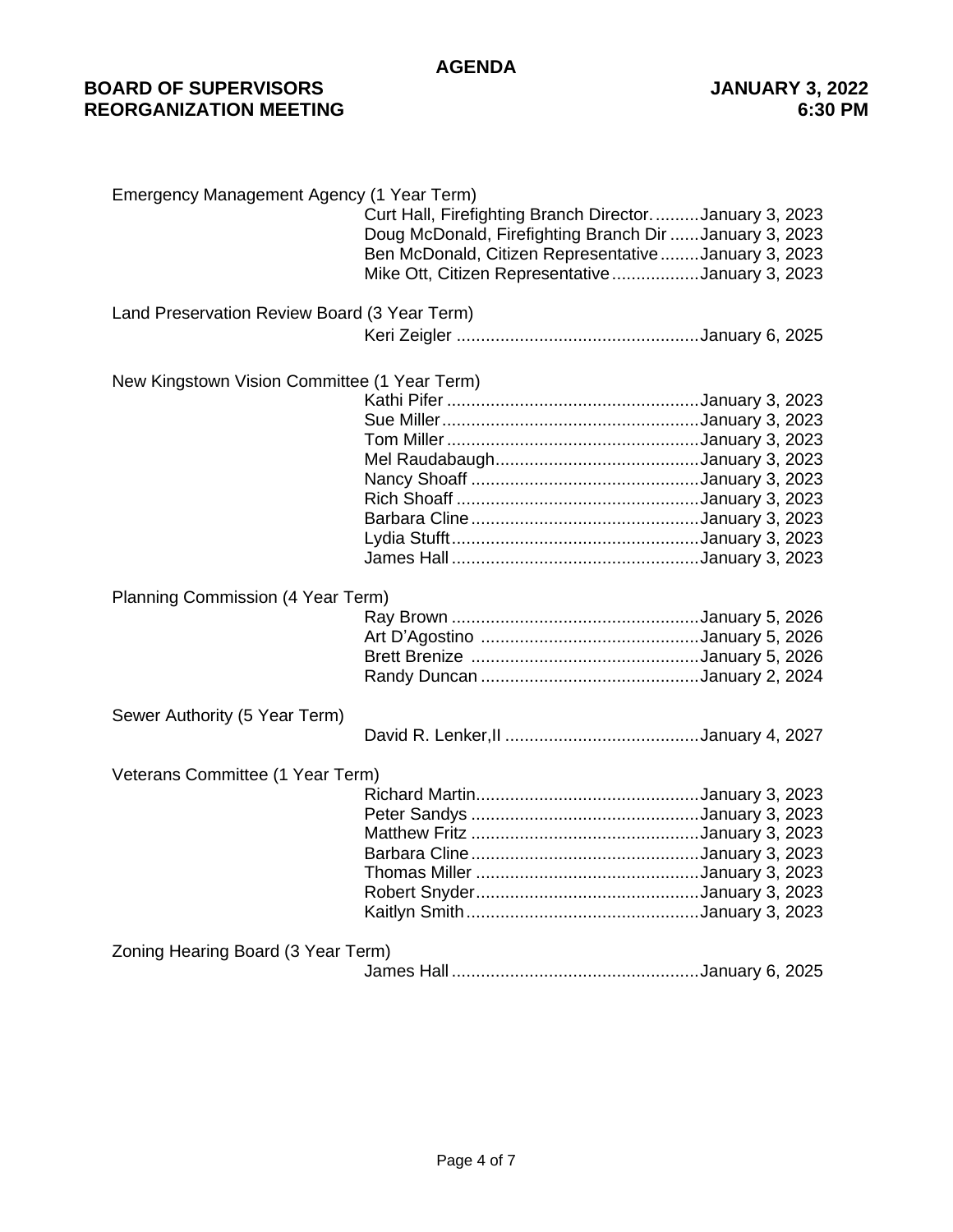Emergency Management Agency (1 Year Term)

- Curt Hall, Firefighting Branch Director..........January 3, 2023
- Doug McDonald, Firefighting Branch Dir ......January 3, 2023
- Ben McDonald, Citizen Representative........January 3, 2023
- Mike Ott, Citizen Representative.................January 3, 2023

Land Preservation Review Board (3 Year Term)

- Keri Zeigler .................................................January 6, 2025

New Kingstown Vision Committee (1 Year Term)

- Kathi Pifer ...................................................January 3, 2023
- Sue Miller....................................................January 3, 2023
- Tom Miller ...................................................January 3, 2023
- Mel Raudabaugh..........................................January 3, 2023
- Nancy Shoaff ..............................................January 3, 2023
- Rich Shoaff .................................................January 3, 2023
- Barbara Cline ..............................................January 3, 2023
- Lydia Stufft..................................................January 3, 2023
- James Hall ..................................................January 3, 2023

Planning Commission (4 Year Term)

- Ray Brown ..................................................January 5, 2026
- Art D'Agostino ............................................January 5, 2026
- Brett Brenize ..............................................January 5, 2026
- Randy Duncan ............................................January 2, 2024

Sewer Authority (5 Year Term)

- David R. Lenker,II ........................................January 4, 2027

Veterans Committee (1 Year Term)

- Richard Martin.............................................January 3, 2023
- Peter Sandys ..............................................January 3, 2023
- Matthew Fritz ..............................................January 3, 2023
- Barbara Cline ..............................................January 3, 2023
- Thomas Miller .............................................January 3, 2023
- Robert Snyder.............................................January 3, 2023
- Kaitlyn Smith ...............................................January 3, 2023

Zoning Hearing Board (3 Year Term)

- James Hall ..................................................January 6, 2025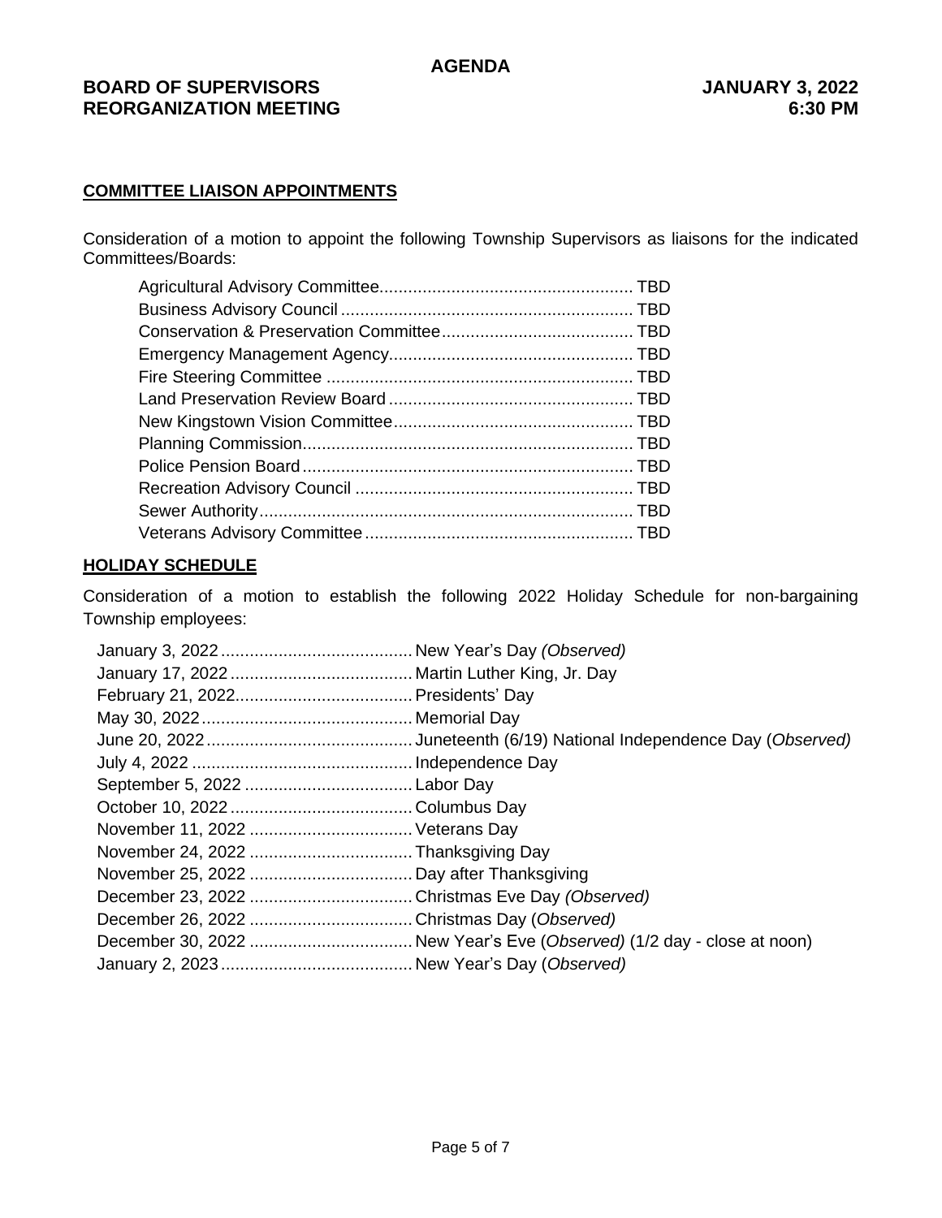**AGENDA**

**BOARD OF SUPERVISORS REORGANIZATION MEETING** — **JANUARY 3, 2022 6:30 PM**

## COMMITTEE LIAISON APPOINTMENTS

Consideration of a motion to appoint the following Township Supervisors as liaisons for the indicated Committees/Boards:

| Committee/Board | Liaison |
|---|---|
| Agricultural Advisory Committee | TBD |
| Business Advisory Council | TBD |
| Conservation & Preservation Committee | TBD |
| Emergency Management Agency | TBD |
| Fire Steering Committee | TBD |
| Land Preservation Review Board | TBD |
| New Kingstown Vision Committee | TBD |
| Planning Commission | TBD |
| Police Pension Board | TBD |
| Recreation Advisory Council | TBD |
| Sewer Authority | TBD |
| Veterans Advisory Committee | TBD |

## HOLIDAY SCHEDULE

Consideration of a motion to establish the following 2022 Holiday Schedule for non-bargaining Township employees:

| Date | Holiday |
|---|---|
| January 3, 2022 | New Year's Day *(Observed)* |
| January 17, 2022 | Martin Luther King, Jr. Day |
| February 21, 2022 | Presidents' Day |
| May 30, 2022 | Memorial Day |
| June 20, 2022 | Juneteenth (6/19) National Independence Day (*Observed)* |
| July 4, 2022 | Independence Day |
| September 5, 2022 | Labor Day |
| October 10, 2022 | Columbus Day |
| November 11, 2022 | Veterans Day |
| November 24, 2022 | Thanksgiving Day |
| November 25, 2022 | Day after Thanksgiving |
| December 23, 2022 | Christmas Eve Day *(Observed)* |
| December 26, 2022 | Christmas Day (*Observed)* |
| December 30, 2022 | New Year's Eve (*Observed)* (1/2 day - close at noon) |
| January 2, 2023 | New Year's Day (*Observed)* |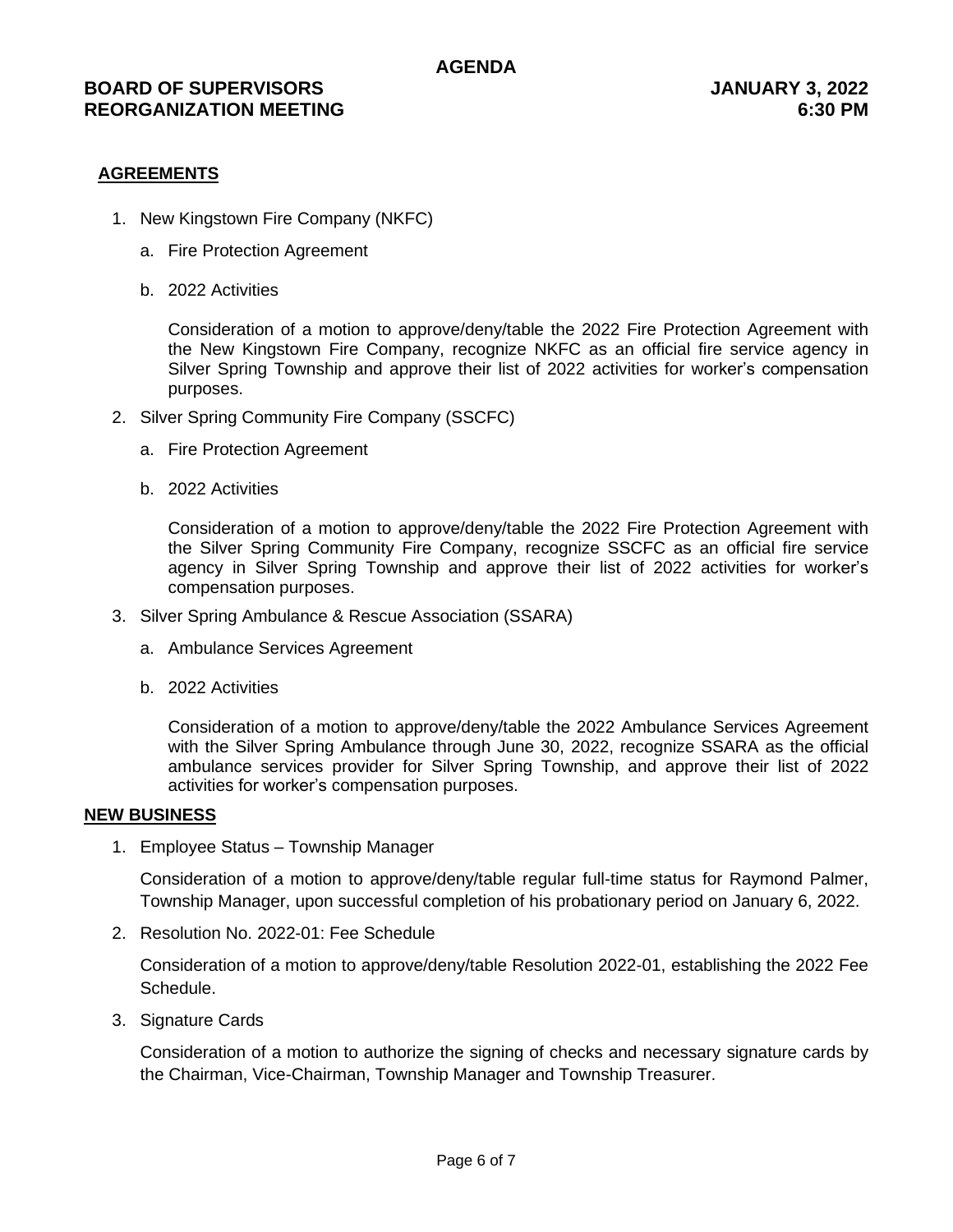# AGENDA

**BOARD OF SUPERVISORS REORGANIZATION MEETING**

**JANUARY 3, 2022 6:30 PM**

## AGREEMENTS

1. New Kingstown Fire Company (NKFC)
    a. Fire Protection Agreement
    b. 2022 Activities

    Consideration of a motion to approve/deny/table the 2022 Fire Protection Agreement with the New Kingstown Fire Company, recognize NKFC as an official fire service agency in Silver Spring Township and approve their list of 2022 activities for worker's compensation purposes.

2. Silver Spring Community Fire Company (SSCFC)
    a. Fire Protection Agreement
    b. 2022 Activities

    Consideration of a motion to approve/deny/table the 2022 Fire Protection Agreement with the Silver Spring Community Fire Company, recognize SSCFC as an official fire service agency in Silver Spring Township and approve their list of 2022 activities for worker's compensation purposes.

3. Silver Spring Ambulance & Rescue Association (SSARA)
    a. Ambulance Services Agreement
    b. 2022 Activities

    Consideration of a motion to approve/deny/table the 2022 Ambulance Services Agreement with the Silver Spring Ambulance through June 30, 2022, recognize SSARA as the official ambulance services provider for Silver Spring Township, and approve their list of 2022 activities for worker's compensation purposes.

## NEW BUSINESS

1. Employee Status – Township Manager

    Consideration of a motion to approve/deny/table regular full-time status for Raymond Palmer, Township Manager, upon successful completion of his probationary period on January 6, 2022.

2. Resolution No. 2022-01: Fee Schedule

    Consideration of a motion to approve/deny/table Resolution 2022-01, establishing the 2022 Fee Schedule.

3. Signature Cards

    Consideration of a motion to authorize the signing of checks and necessary signature cards by the Chairman, Vice-Chairman, Township Manager and Township Treasurer.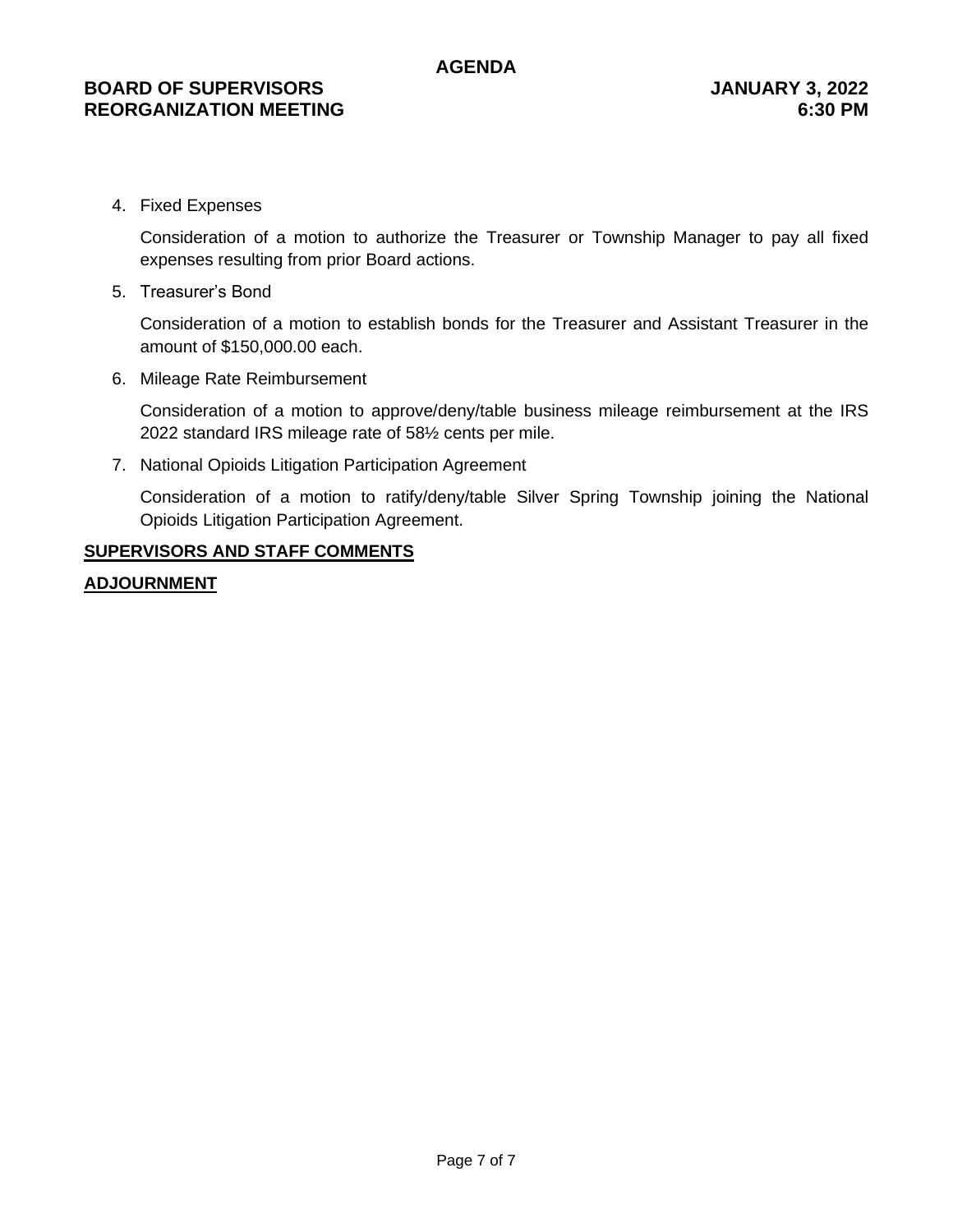4. Fixed Expenses

   Consideration of a motion to authorize the Treasurer or Township Manager to pay all fixed expenses resulting from prior Board actions.

5. Treasurer's Bond

   Consideration of a motion to establish bonds for the Treasurer and Assistant Treasurer in the amount of $150,000.00 each.

6. Mileage Rate Reimbursement

   Consideration of a motion to approve/deny/table business mileage reimbursement at the IRS 2022 standard IRS mileage rate of 58½ cents per mile.

7. National Opioids Litigation Participation Agreement

   Consideration of a motion to ratify/deny/table Silver Spring Township joining the National Opioids Litigation Participation Agreement.

**SUPERVISORS AND STAFF COMMENTS**

**ADJOURNMENT**